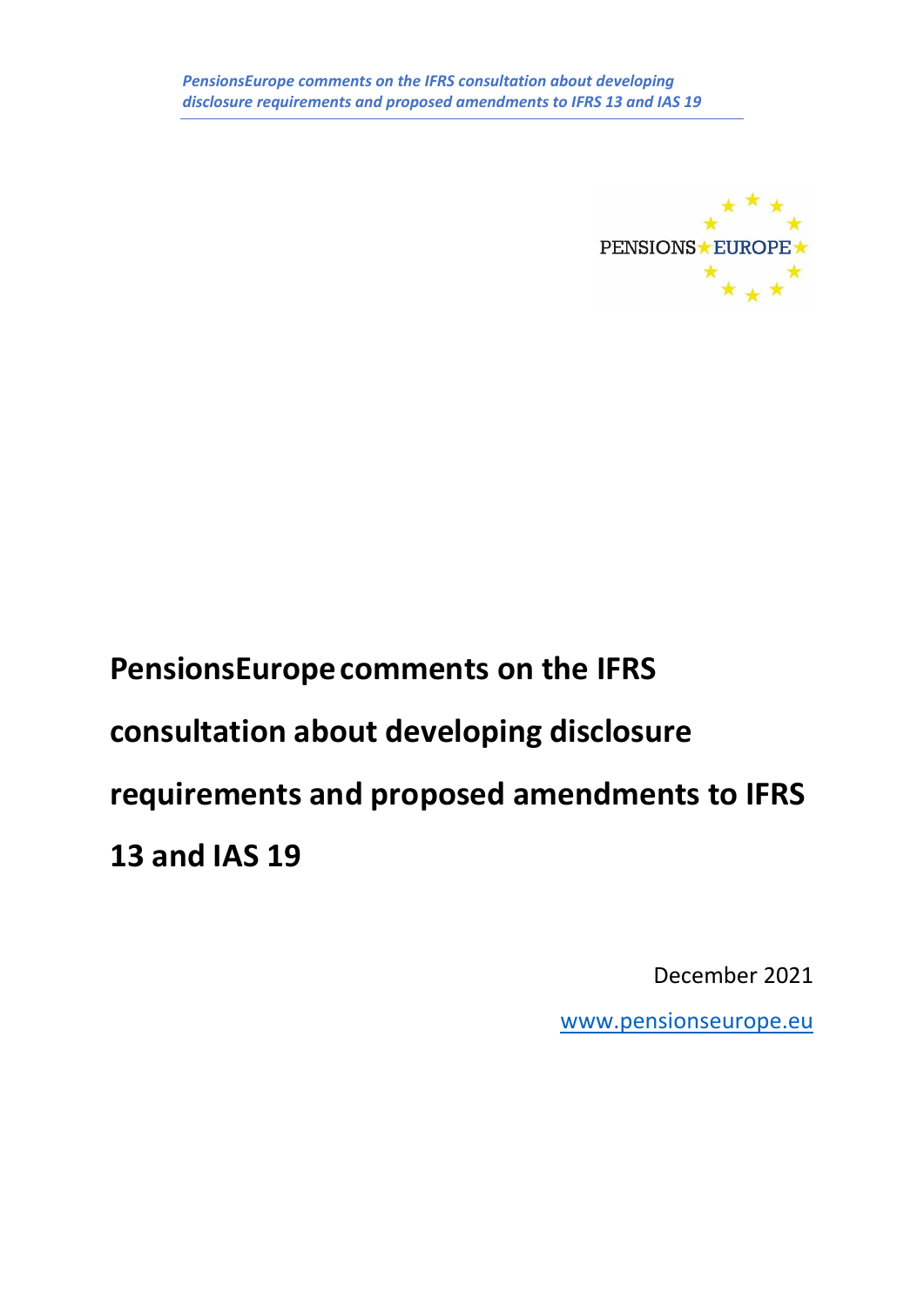# PensionsEurope comments on the IFRS consultation about developing disclosure requirements and proposed amendments to IFRS 13 and IAS 19

December 2021

www.pensionseurope.eu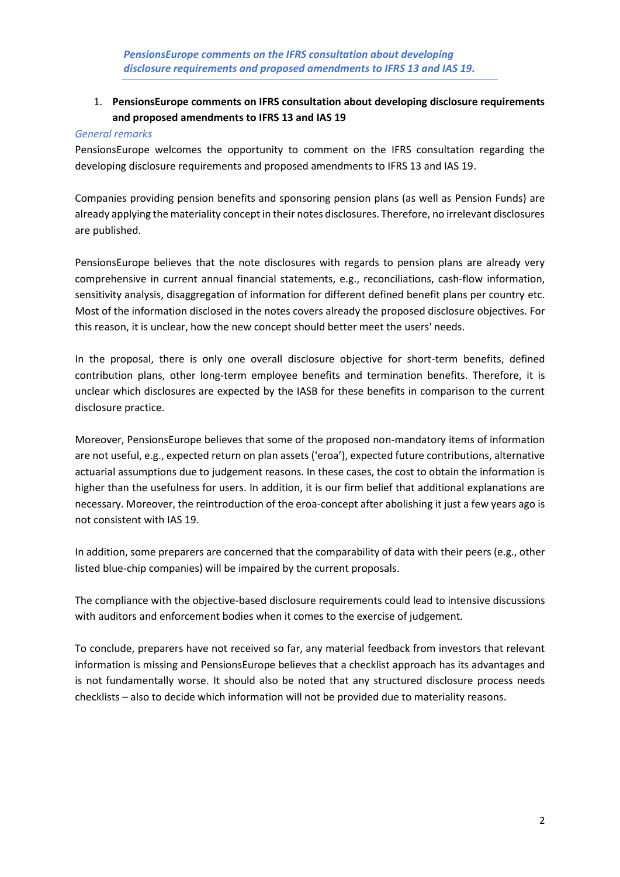*PensionsEurope comments on the IFRS consultation about developing disclosure requirements and proposed amendments to IFRS 13 and IAS 19.*

1. **PensionsEurope comments on IFRS consultation about developing disclosure requirements and proposed amendments to IFRS 13 and IAS 19**

*General remarks*

PensionsEurope welcomes the opportunity to comment on the IFRS consultation regarding the developing disclosure requirements and proposed amendments to IFRS 13 and IAS 19.

Companies providing pension benefits and sponsoring pension plans (as well as Pension Funds) are already applying the materiality concept in their notes disclosures. Therefore, no irrelevant disclosures are published.

PensionsEurope believes that the note disclosures with regards to pension plans are already very comprehensive in current annual financial statements, e.g., reconciliations, cash-flow information, sensitivity analysis, disaggregation of information for different defined benefit plans per country etc. Most of the information disclosed in the notes covers already the proposed disclosure objectives. For this reason, it is unclear, how the new concept should better meet the users' needs.

In the proposal, there is only one overall disclosure objective for short-term benefits, defined contribution plans, other long-term employee benefits and termination benefits. Therefore, it is unclear which disclosures are expected by the IASB for these benefits in comparison to the current disclosure practice.

Moreover, PensionsEurope believes that some of the proposed non-mandatory items of information are not useful, e.g., expected return on plan assets ('eroa'), expected future contributions, alternative actuarial assumptions due to judgement reasons. In these cases, the cost to obtain the information is higher than the usefulness for users. In addition, it is our firm belief that additional explanations are necessary. Moreover, the reintroduction of the eroa-concept after abolishing it just a few years ago is not consistent with IAS 19.

In addition, some preparers are concerned that the comparability of data with their peers (e.g., other listed blue-chip companies) will be impaired by the current proposals.

The compliance with the objective-based disclosure requirements could lead to intensive discussions with auditors and enforcement bodies when it comes to the exercise of judgement.

To conclude, preparers have not received so far, any material feedback from investors that relevant information is missing and PensionsEurope believes that a checklist approach has its advantages and is not fundamentally worse. It should also be noted that any structured disclosure process needs checklists – also to decide which information will not be provided due to materiality reasons.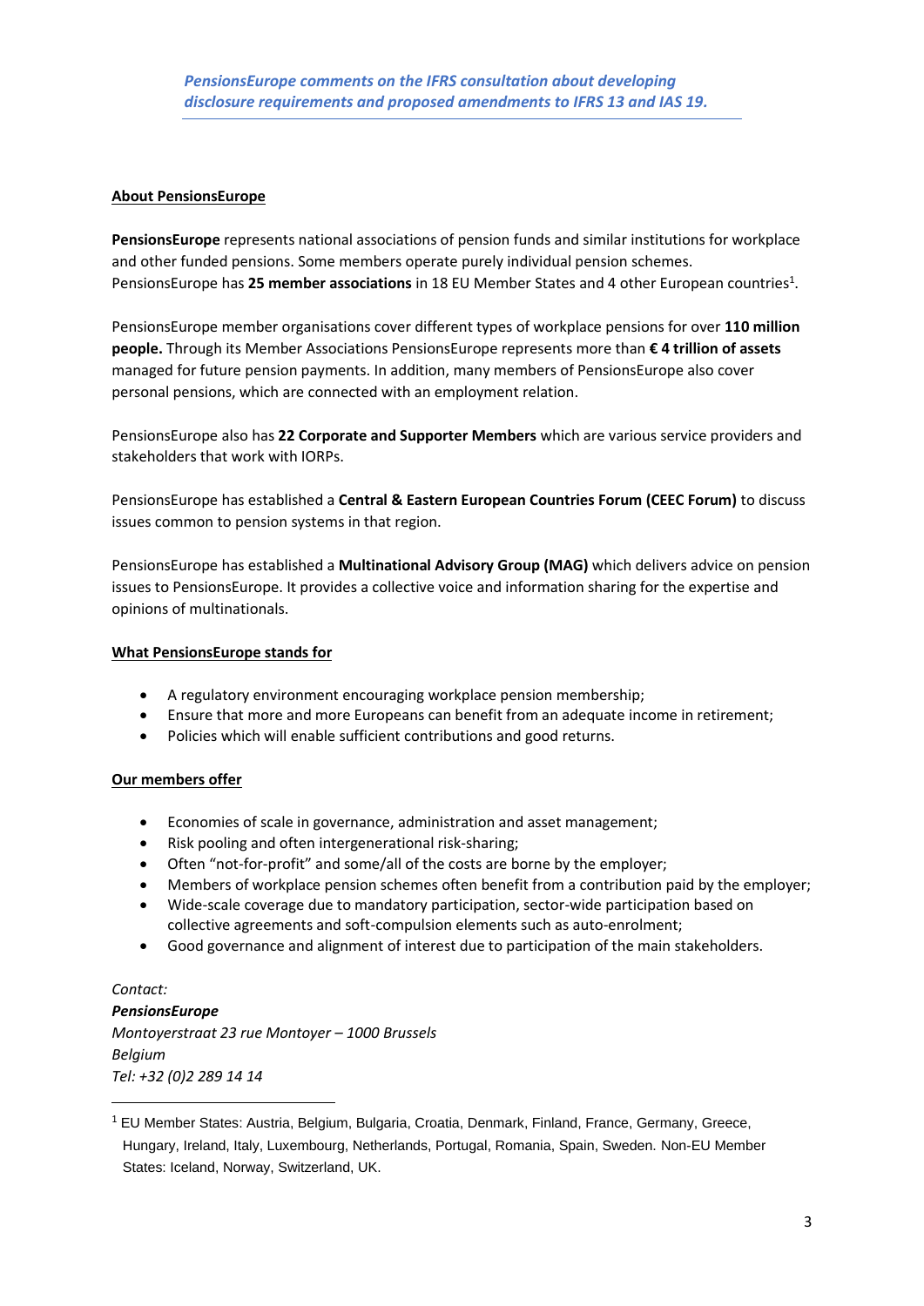*PensionsEurope comments on the IFRS consultation about developing disclosure requirements and proposed amendments to IFRS 13 and IAS 19.*

**About PensionsEurope**

**PensionsEurope** represents national associations of pension funds and similar institutions for workplace and other funded pensions. Some members operate purely individual pension schemes. PensionsEurope has **25 member associations** in 18 EU Member States and 4 other European countries[1].

PensionsEurope member organisations cover different types of workplace pensions for over **110 million people.** Through its Member Associations PensionsEurope represents more than **€ 4 trillion of assets** managed for future pension payments. In addition, many members of PensionsEurope also cover personal pensions, which are connected with an employment relation.

PensionsEurope also has **22 Corporate and Supporter Members** which are various service providers and stakeholders that work with IORPs.

PensionsEurope has established a **Central & Eastern European Countries Forum (CEEC Forum)** to discuss issues common to pension systems in that region.

PensionsEurope has established a **Multinational Advisory Group (MAG)** which delivers advice on pension issues to PensionsEurope. It provides a collective voice and information sharing for the expertise and opinions of multinationals.

**What PensionsEurope stands for**

- A regulatory environment encouraging workplace pension membership;
- Ensure that more and more Europeans can benefit from an adequate income in retirement;
- Policies which will enable sufficient contributions and good returns.

**Our members offer**

- Economies of scale in governance, administration and asset management;
- Risk pooling and often intergenerational risk-sharing;
- Often "not-for-profit" and some/all of the costs are borne by the employer;
- Members of workplace pension schemes often benefit from a contribution paid by the employer;
- Wide-scale coverage due to mandatory participation, sector-wide participation based on collective agreements and soft-compulsion elements such as auto-enrolment;
- Good governance and alignment of interest due to participation of the main stakeholders.

*Contact:*
***PensionsEurope***
*Montoyerstraat 23 rue Montoyer – 1000 Brussels*
*Belgium*
*Tel: +32 (0)2 289 14 14*

[1] EU Member States: Austria, Belgium, Bulgaria, Croatia, Denmark, Finland, France, Germany, Greece, Hungary, Ireland, Italy, Luxembourg, Netherlands, Portugal, Romania, Spain, Sweden. Non-EU Member States: Iceland, Norway, Switzerland, UK.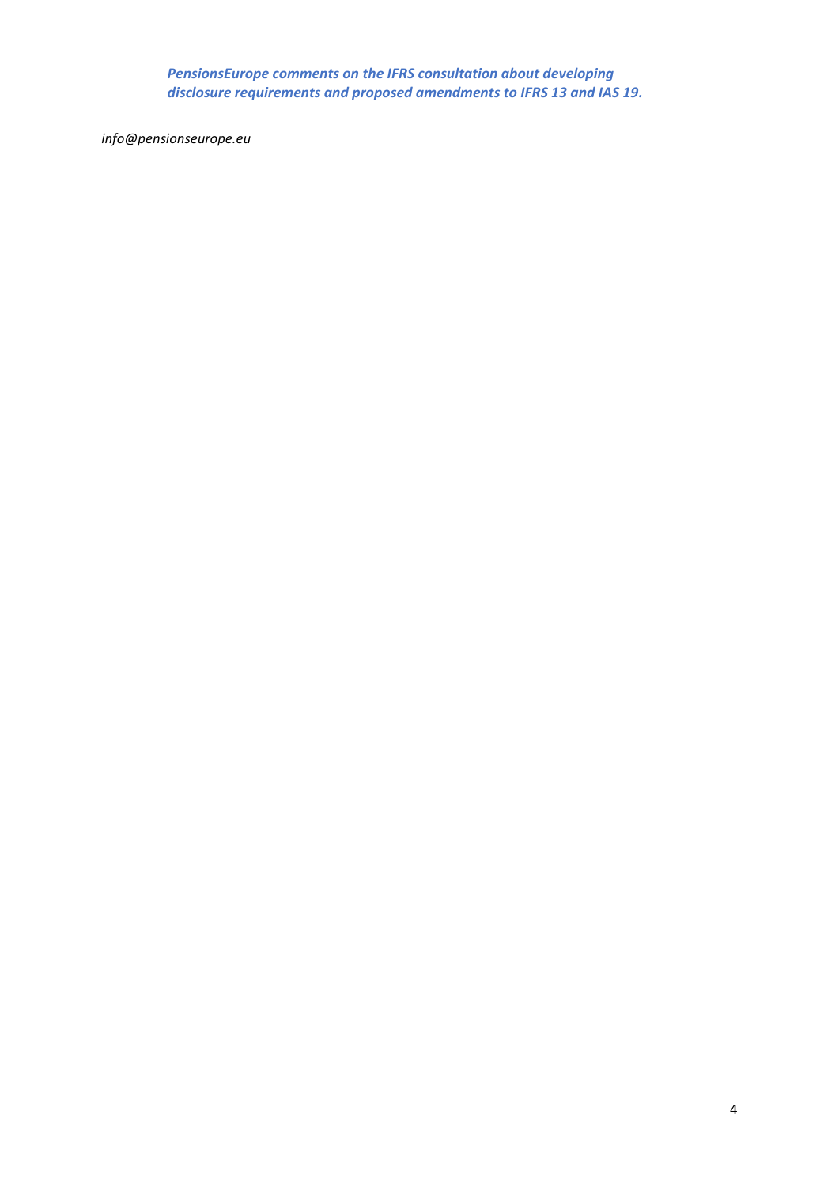*info@pensionseurope.eu*